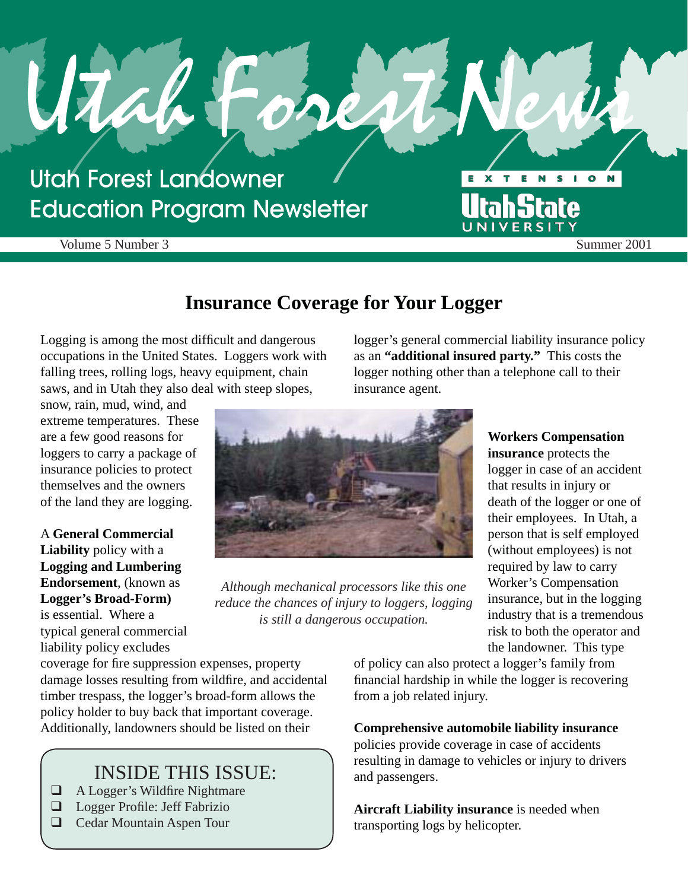# Utah Forest News

## Utah Forest Landowner Education Program Newsletter

EXTENSION Utah State UNIVERSITY

Volume 5 Number 3 Summer 2001

## Insurance Coverage for Your Logger

Logging is among the most difficult and dangerous occupations in the United States. Loggers work with falling trees, rolling logs, heavy equipment, chain saws, and in Utah they also deal with steep slopes, snow, rain, mud, wind, and extreme temperatures. These are a few good reasons for loggers to carry a package of insurance policies to protect themselves and the owners of the land they are logging.

A **General Commercial Liability** policy with a **Logging and Lumbering Endorsement**, (known as **Logger's Broad-Form)** is essential. Where a typical general commercial liability policy excludes coverage for fire suppression expenses, property damage losses resulting from wildfire, and accidental timber trespass, the logger's broad-form allows the policy holder to buy back that important coverage. Additionally, landowners should be listed on their logger's general commercial liability insurance policy as an **"additional insured party."** This costs the logger nothing other than a telephone call to their insurance agent.

*Although mechanical processors like this one reduce the chances of injury to loggers, logging is still a dangerous occupation.*

**Workers Compensation insurance** protects the logger in case of an accident that results in injury or death of the logger or one of their employees. In Utah, a person that is self employed (without employees) is not required by law to carry Worker's Compensation insurance, but in the logging industry that is a tremendous risk to both the operator and the landowner. This type of policy can also protect a logger's family from financial hardship in while the logger is recovering from a job related injury.

**Comprehensive automobile liability insurance** policies provide coverage in case of accidents resulting in damage to vehicles or injury to drivers and passengers.

**Aircraft Liability insurance** is needed when transporting logs by helicopter.

### INSIDE THIS ISSUE:

- A Logger's Wildfire Nightmare
- Logger Profile: Jeff Fabrizio
- Cedar Mountain Aspen Tour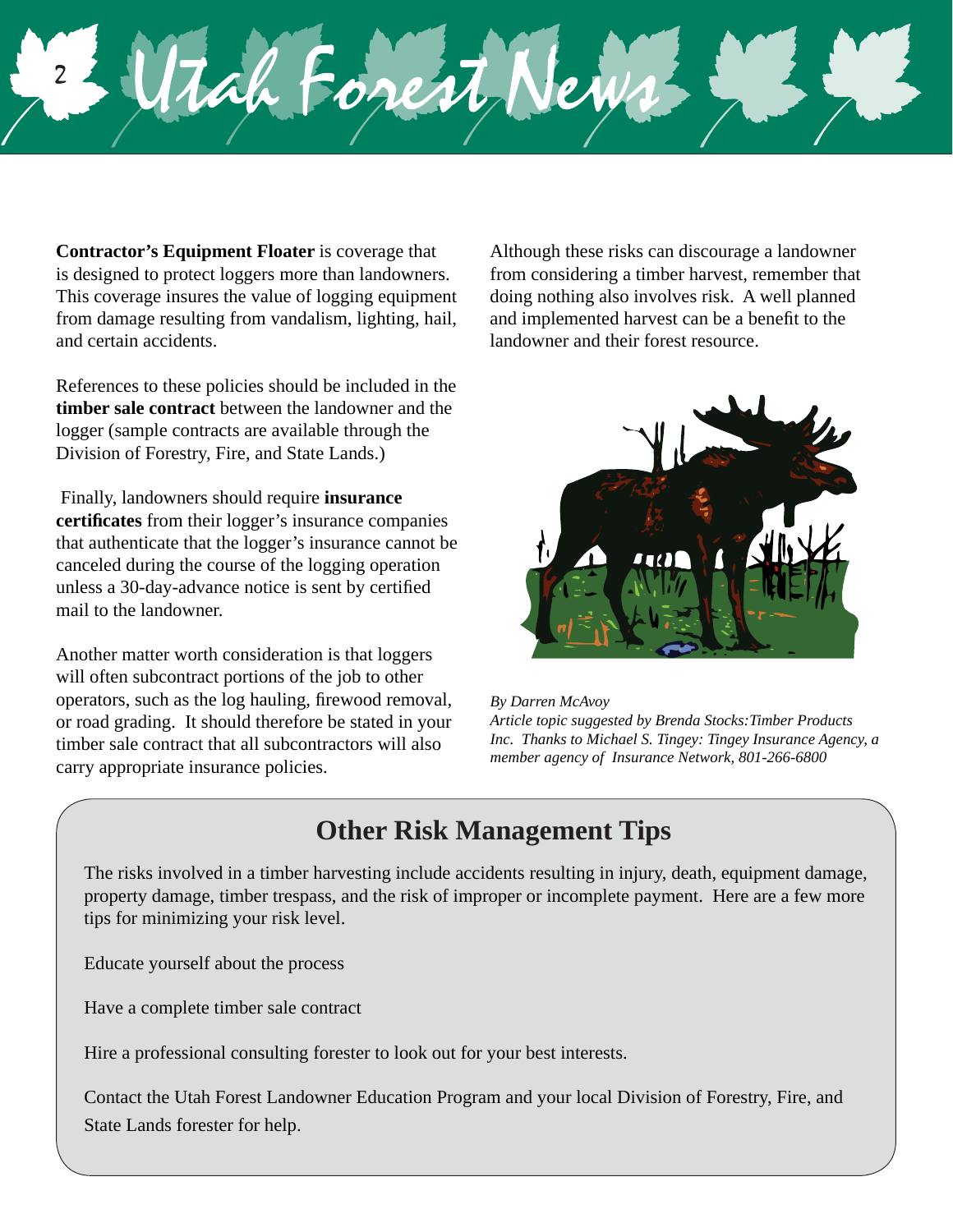**Contractor's Equipment Floater** is coverage that is designed to protect loggers more than landowners. This coverage insures the value of logging equipment from damage resulting from vandalism, lighting, hail, and certain accidents.

References to these policies should be included in the **timber sale contract** between the landowner and the logger (sample contracts are available through the Division of Forestry, Fire, and State Lands.)

Finally, landowners should require **insurance certificates** from their logger's insurance companies that authenticate that the logger's insurance cannot be canceled during the course of the logging operation unless a 30-day-advance notice is sent by certified mail to the landowner.

Another matter worth consideration is that loggers will often subcontract portions of the job to other operators, such as the log hauling, firewood removal, or road grading. It should therefore be stated in your timber sale contract that all subcontractors will also carry appropriate insurance policies.

Although these risks can discourage a landowner from considering a timber harvest, remember that doing nothing also involves risk. A well planned and implemented harvest can be a benefit to the landowner and their forest resource.

*By Darren McAvoy*
*Article topic suggested by Brenda Stocks:Timber Products Inc. Thanks to Michael S. Tingey: Tingey Insurance Agency, a member agency of Insurance Network, 801-266-6800*

## Other Risk Management Tips

The risks involved in a timber harvesting include accidents resulting in injury, death, equipment damage, property damage, timber trespass, and the risk of improper or incomplete payment. Here are a few more tips for minimizing your risk level.

Educate yourself about the process

Have a complete timber sale contract

Hire a professional consulting forester to look out for your best interests.

Contact the Utah Forest Landowner Education Program and your local Division of Forestry, Fire, and State Lands forester for help.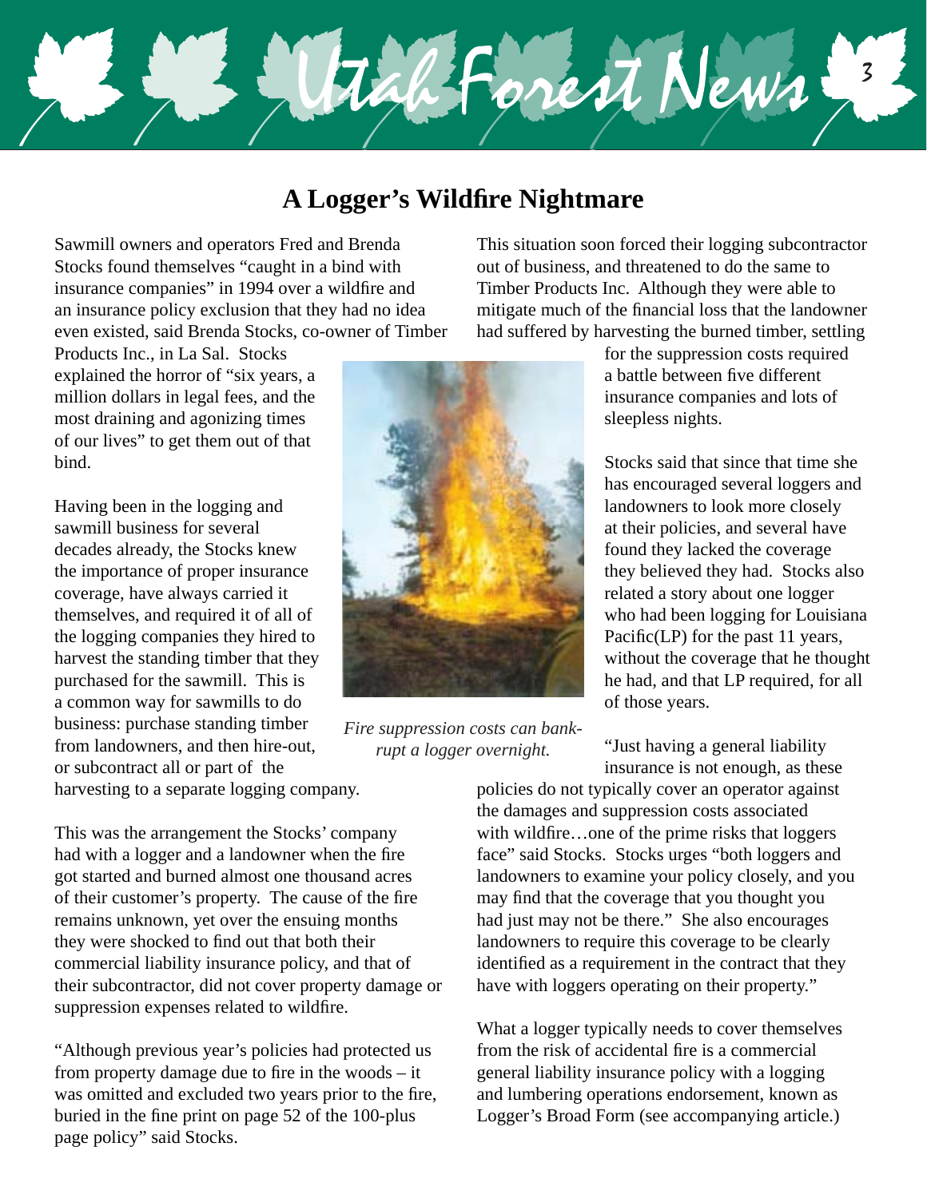# A Logger's Wildfire Nightmare

Sawmill owners and operators Fred and Brenda Stocks found themselves "caught in a bind with insurance companies" in 1994 over a wildfire and an insurance policy exclusion that they had no idea even existed, said Brenda Stocks, co-owner of Timber Products Inc., in La Sal. Stocks explained the horror of "six years, a million dollars in legal fees, and the most draining and agonizing times of our lives" to get them out of that bind.

Having been in the logging and sawmill business for several decades already, the Stocks knew the importance of proper insurance coverage, have always carried it themselves, and required it of all of the logging companies they hired to harvest the standing timber that they purchased for the sawmill. This is a common way for sawmills to do business: purchase standing timber from landowners, and then hire-out, or subcontract all or part of the harvesting to a separate logging company.

This was the arrangement the Stocks' company had with a logger and a landowner when the fire got started and burned almost one thousand acres of their customer's property. The cause of the fire remains unknown, yet over the ensuing months they were shocked to find out that both their commercial liability insurance policy, and that of their subcontractor, did not cover property damage or suppression expenses related to wildfire.

"Although previous year's policies had protected us from property damage due to fire in the woods – it was omitted and excluded two years prior to the fire, buried in the fine print on page 52 of the 100-plus page policy" said Stocks.

*Fire suppression costs can bankrupt a logger overnight.*

This situation soon forced their logging subcontractor out of business, and threatened to do the same to Timber Products Inc. Although they were able to mitigate much of the financial loss that the landowner had suffered by harvesting the burned timber, settling for the suppression costs required a battle between five different insurance companies and lots of sleepless nights.

Stocks said that since that time she has encouraged several loggers and landowners to look more closely at their policies, and several have found they lacked the coverage they believed they had. Stocks also related a story about one logger who had been logging for Louisiana Pacific(LP) for the past 11 years, without the coverage that he thought he had, and that LP required, for all of those years.

"Just having a general liability insurance is not enough, as these policies do not typically cover an operator against the damages and suppression costs associated with wildfire…one of the prime risks that loggers face" said Stocks. Stocks urges "both loggers and landowners to examine your policy closely, and you may find that the coverage that you thought you had just may not be there." She also encourages landowners to require this coverage to be clearly identified as a requirement in the contract that they have with loggers operating on their property."

What a logger typically needs to cover themselves from the risk of accidental fire is a commercial general liability insurance policy with a logging and lumbering operations endorsement, known as Logger's Broad Form (see accompanying article.)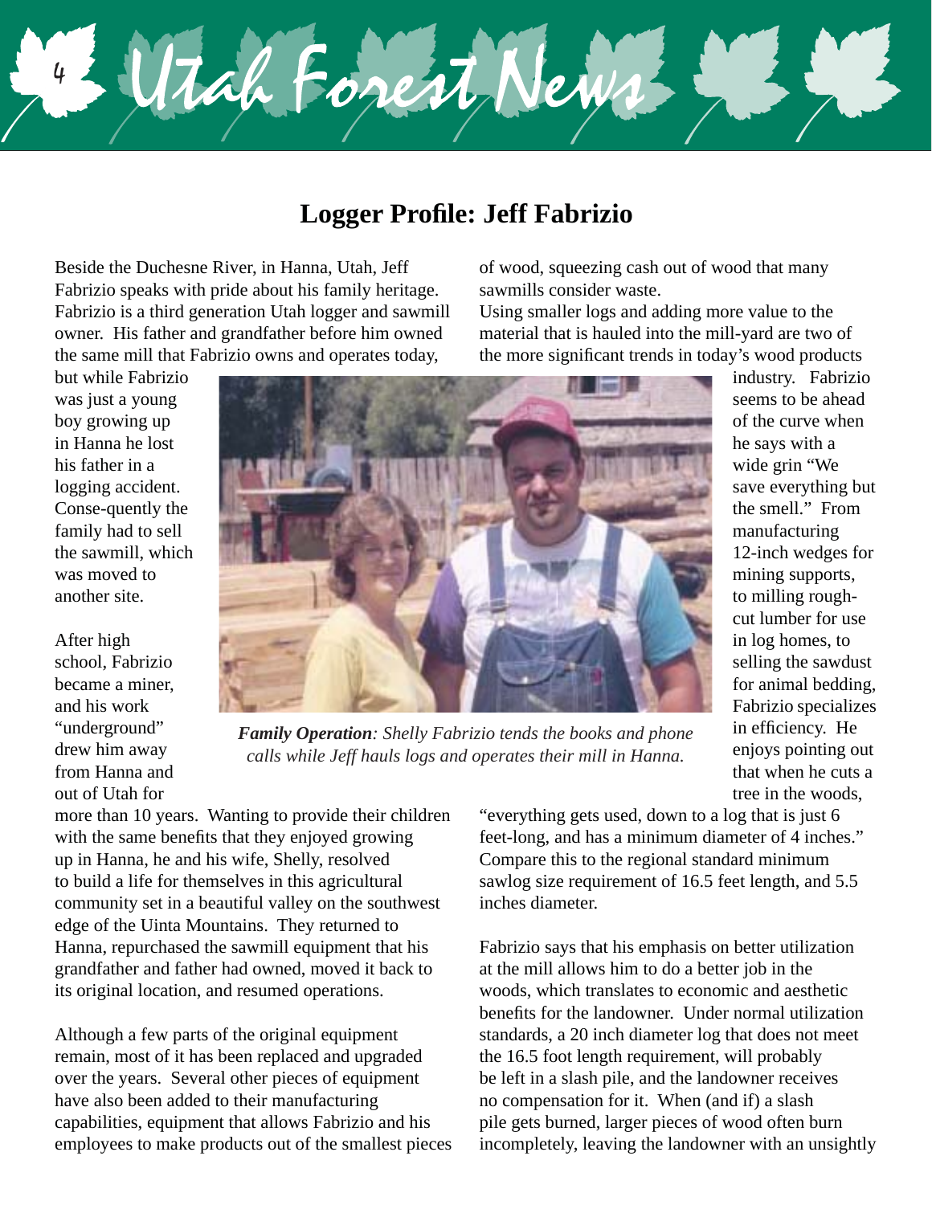## Logger Profile: Jeff Fabrizio

Beside the Duchesne River, in Hanna, Utah, Jeff Fabrizio speaks with pride about his family heritage. Fabrizio is a third generation Utah logger and sawmill owner. His father and grandfather before him owned the same mill that Fabrizio owns and operates today, but while Fabrizio was just a young boy growing up in Hanna he lost his father in a logging accident. Conse-quently the family had to sell the sawmill, which was moved to another site.

After high school, Fabrizio became a miner, and his work "underground" drew him away from Hanna and out of Utah for more than 10 years. Wanting to provide their children with the same benefits that they enjoyed growing up in Hanna, he and his wife, Shelly, resolved to build a life for themselves in this agricultural community set in a beautiful valley on the southwest edge of the Uinta Mountains. They returned to Hanna, repurchased the sawmill equipment that his grandfather and father had owned, moved it back to its original location, and resumed operations.

Although a few parts of the original equipment remain, most of it has been replaced and upgraded over the years. Several other pieces of equipment have also been added to their manufacturing capabilities, equipment that allows Fabrizio and his employees to make products out of the smallest pieces of wood, squeezing cash out of wood that many sawmills consider waste.

***Family Operation**: Shelly Fabrizio tends the books and phone calls while Jeff hauls logs and operates their mill in Hanna.*

Using smaller logs and adding more value to the material that is hauled into the mill-yard are two of the more significant trends in today's wood products industry. Fabrizio seems to be ahead of the curve when he says with a wide grin "We save everything but the smell." From manufacturing 12-inch wedges for mining supports, to milling rough-cut lumber for use in log homes, to selling the sawdust for animal bedding, Fabrizio specializes in efficiency. He enjoys pointing out that when he cuts a tree in the woods, "everything gets used, down to a log that is just 6 feet-long, and has a minimum diameter of 4 inches." Compare this to the regional standard minimum sawlog size requirement of 16.5 feet length, and 5.5 inches diameter.

Fabrizio says that his emphasis on better utilization at the mill allows him to do a better job in the woods, which translates to economic and aesthetic benefits for the landowner. Under normal utilization standards, a 20 inch diameter log that does not meet the 16.5 foot length requirement, will probably be left in a slash pile, and the landowner receives no compensation for it. When (and if) a slash pile gets burned, larger pieces of wood often burn incompletely, leaving the landowner with an unsightly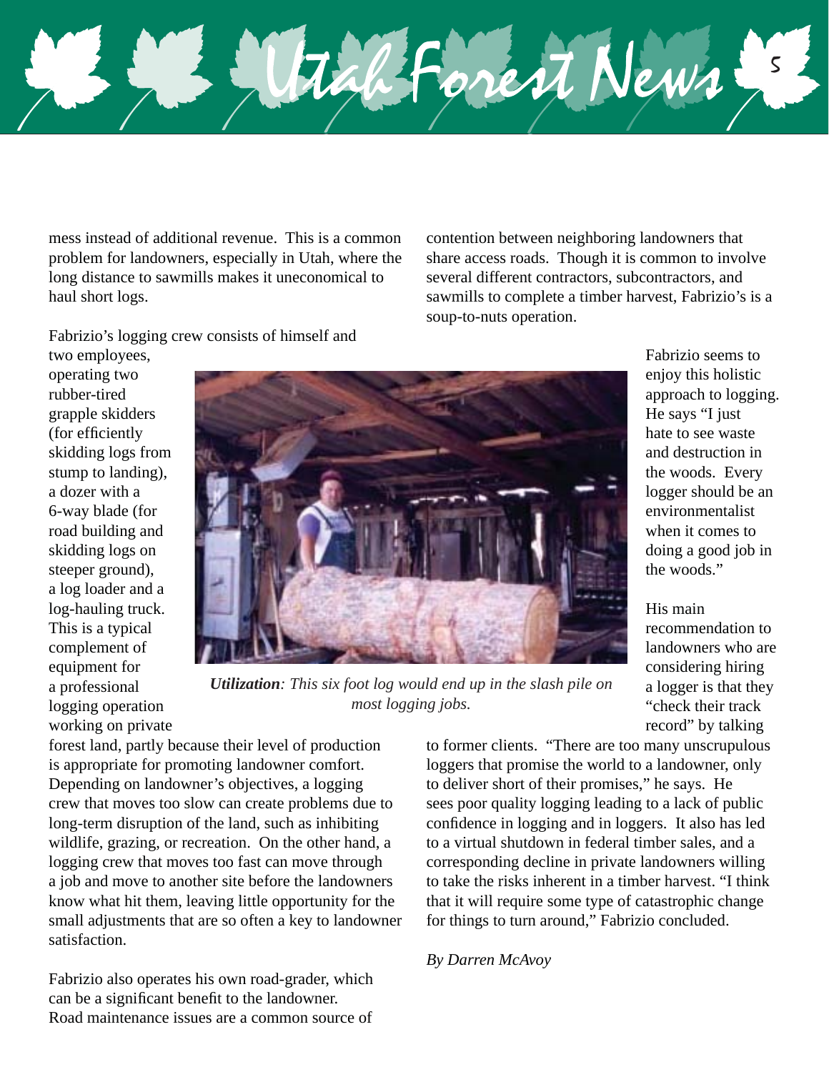mess instead of additional revenue. This is a common problem for landowners, especially in Utah, where the long distance to sawmills makes it uneconomical to haul short logs.

Fabrizio's logging crew consists of himself and two employees, operating two rubber-tired grapple skidders (for efficiently skidding logs from stump to landing), a dozer with a 6-way blade (for road building and skidding logs on steeper ground), a log loader and a log-hauling truck. This is a typical complement of equipment for a professional logging operation working on private forest land, partly because their level of production is appropriate for promoting landowner comfort. Depending on landowner's objectives, a logging crew that moves too slow can create problems due to long-term disruption of the land, such as inhibiting wildlife, grazing, or recreation. On the other hand, a logging crew that moves too fast can move through a job and move to another site before the landowners know what hit them, leaving little opportunity for the small adjustments that are so often a key to landowner satisfaction.

***Utilization**: This six foot log would end up in the slash pile on most logging jobs.*

Fabrizio also operates his own road-grader, which can be a significant benefit to the landowner. Road maintenance issues are a common source of contention between neighboring landowners that share access roads. Though it is common to involve several different contractors, subcontractors, and sawmills to complete a timber harvest, Fabrizio's is a soup-to-nuts operation.

Fabrizio seems to enjoy this holistic approach to logging. He says "I just hate to see waste and destruction in the woods. Every logger should be an environmentalist when it comes to doing a good job in the woods."

His main recommendation to landowners who are considering hiring a logger is that they "check their track record" by talking to former clients. "There are too many unscrupulous loggers that promise the world to a landowner, only to deliver short of their promises," he says. He sees poor quality logging leading to a lack of public confidence in logging and in loggers. It also has led to a virtual shutdown in federal timber sales, and a corresponding decline in private landowners willing to take the risks inherent in a timber harvest. "I think that it will require some type of catastrophic change for things to turn around," Fabrizio concluded.

*By Darren McAvoy*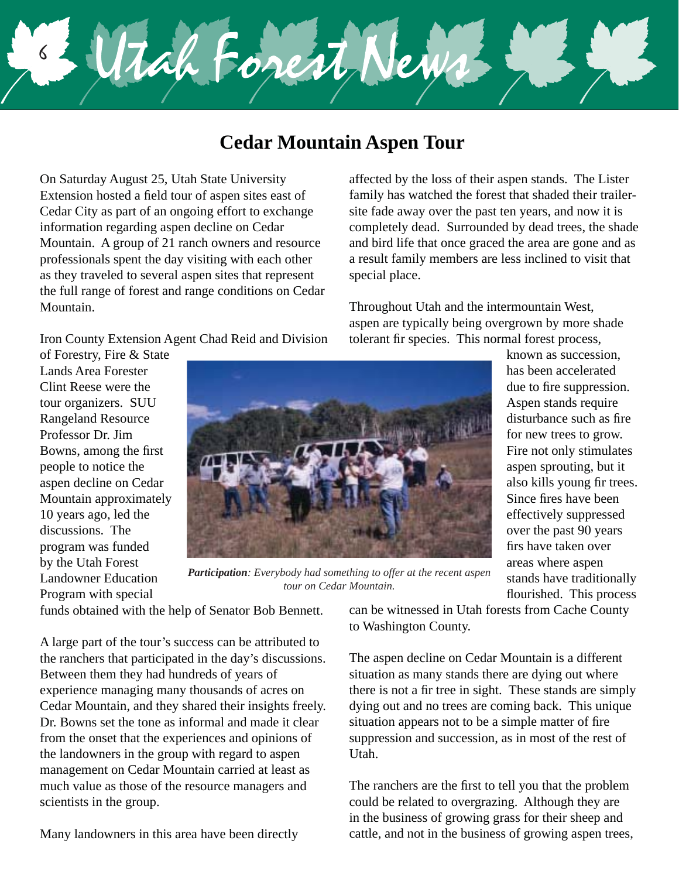# Cedar Mountain Aspen Tour

On Saturday August 25, Utah State University Extension hosted a field tour of aspen sites east of Cedar City as part of an ongoing effort to exchange information regarding aspen decline on Cedar Mountain. A group of 21 ranch owners and resource professionals spent the day visiting with each other as they traveled to several aspen sites that represent the full range of forest and range conditions on Cedar Mountain.

Iron County Extension Agent Chad Reid and Division of Forestry, Fire & State Lands Area Forester Clint Reese were the tour organizers. SUU Rangeland Resource Professor Dr. Jim Bowns, among the first people to notice the aspen decline on Cedar Mountain approximately 10 years ago, led the discussions. The program was funded by the Utah Forest Landowner Education Program with special funds obtained with the help of Senator Bob Bennett.

***Participation****: Everybody had something to offer at the recent aspen tour on Cedar Mountain.*

A large part of the tour's success can be attributed to the ranchers that participated in the day's discussions. Between them they had hundreds of years of experience managing many thousands of acres on Cedar Mountain, and they shared their insights freely. Dr. Bowns set the tone as informal and made it clear from the onset that the experiences and opinions of the landowners in the group with regard to aspen management on Cedar Mountain carried at least as much value as those of the resource managers and scientists in the group.

Many landowners in this area have been directly affected by the loss of their aspen stands. The Lister family has watched the forest that shaded their trailer-site fade away over the past ten years, and now it is completely dead. Surrounded by dead trees, the shade and bird life that once graced the area are gone and as a result family members are less inclined to visit that special place.

Throughout Utah and the intermountain West, aspen are typically being overgrown by more shade tolerant fir species. This normal forest process, known as succession, has been accelerated due to fire suppression. Aspen stands require disturbance such as fire for new trees to grow. Fire not only stimulates aspen sprouting, but it also kills young fir trees. Since fires have been effectively suppressed over the past 90 years firs have taken over areas where aspen stands have traditionally flourished. This process can be witnessed in Utah forests from Cache County to Washington County.

The aspen decline on Cedar Mountain is a different situation as many stands there are dying out where there is not a fir tree in sight. These stands are simply dying out and no trees are coming back. This unique situation appears not to be a simple matter of fire suppression and succession, as in most of the rest of Utah.

The ranchers are the first to tell you that the problem could be related to overgrazing. Although they are in the business of growing grass for their sheep and cattle, and not in the business of growing aspen trees,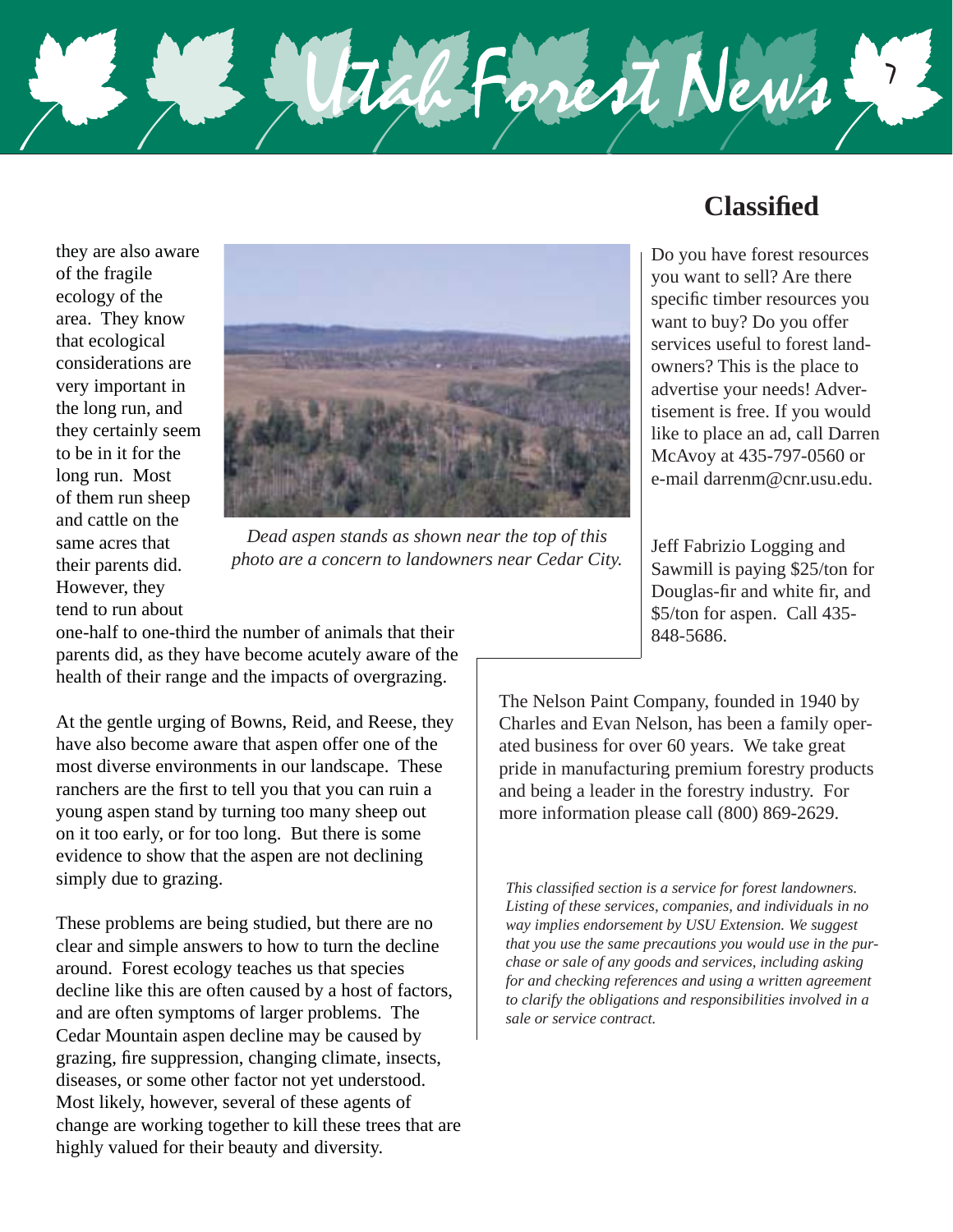they are also aware of the fragile ecology of the area. They know that ecological considerations are very important in the long run, and they certainly seem to be in it for the long run. Most of them run sheep and cattle on the same acres that their parents did. However, they tend to run about one-half to one-third the number of animals that their parents did, as they have become acutely aware of the health of their range and the impacts of overgrazing.

*Dead aspen stands as shown near the top of this photo are a concern to landowners near Cedar City.*

At the gentle urging of Bowns, Reid, and Reese, they have also become aware that aspen offer one of the most diverse environments in our landscape. These ranchers are the first to tell you that you can ruin a young aspen stand by turning too many sheep out on it too early, or for too long. But there is some evidence to show that the aspen are not declining simply due to grazing.

These problems are being studied, but there are no clear and simple answers to how to turn the decline around. Forest ecology teaches us that species decline like this are often caused by a host of factors, and are often symptoms of larger problems. The Cedar Mountain aspen decline may be caused by grazing, fire suppression, changing climate, insects, diseases, or some other factor not yet understood. Most likely, however, several of these agents of change are working together to kill these trees that are highly valued for their beauty and diversity.

## Classified

Do you have forest resources you want to sell? Are there specific timber resources you want to buy? Do you offer services useful to forest landowners? This is the place to advertise your needs! Advertisement is free. If you would like to place an ad, call Darren McAvoy at 435-797-0560 or e-mail darrenm@cnr.usu.edu.

Jeff Fabrizio Logging and Sawmill is paying $25/ton for Douglas-fir and white fir, and $5/ton for aspen. Call 435-848-5686.

The Nelson Paint Company, founded in 1940 by Charles and Evan Nelson, has been a family operated business for over 60 years. We take great pride in manufacturing premium forestry products and being a leader in the forestry industry. For more information please call (800) 869-2629.

*This classified section is a service for forest landowners. Listing of these services, companies, and individuals in no way implies endorsement by USU Extension. We suggest that you use the same precautions you would use in the purchase or sale of any goods and services, including asking for and checking references and using a written agreement to clarify the obligations and responsibilities involved in a sale or service contract.*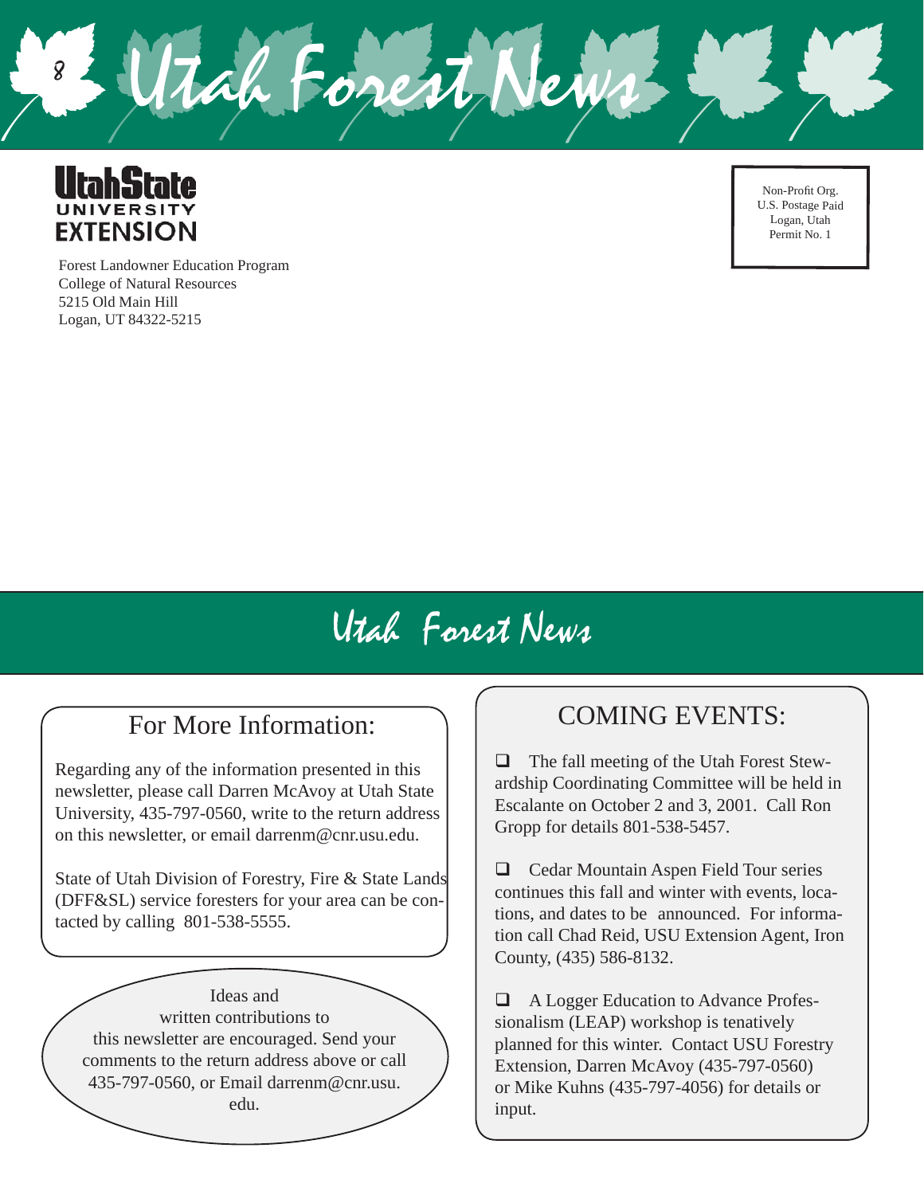# Utah Forest News

Utah State University Extension

Forest Landowner Education Program
College of Natural Resources
5215 Old Main Hill
Logan, UT 84322-5215

Non-Profit Org.
U.S. Postage Paid
Logan, Utah
Permit No. 1

# Utah Forest News

## For More Information:

Regarding any of the information presented in this newsletter, please call Darren McAvoy at Utah State University, 435-797-0560, write to the return address on this newsletter, or email darrenm@cnr.usu.edu.

State of Utah Division of Forestry, Fire & State Lands (DFF&SL) service foresters for your area can be contacted by calling 801-538-5555.

Ideas and written contributions to this newsletter are encouraged. Send your comments to the return address above or call 435-797-0560, or Email darrenm@cnr.usu.edu.

## COMING EVENTS:

- The fall meeting of the Utah Forest Stewardship Coordinating Committee will be held in Escalante on October 2 and 3, 2001. Call Ron Gropp for details 801-538-5457.

- Cedar Mountain Aspen Field Tour series continues this fall and winter with events, locations, and dates to be announced. For information call Chad Reid, USU Extension Agent, Iron County, (435) 586-8132.

- A Logger Education to Advance Professionalism (LEAP) workshop is tenatively planned for this winter. Contact USU Forestry Extension, Darren McAvoy (435-797-0560) or Mike Kuhns (435-797-4056) for details or input.